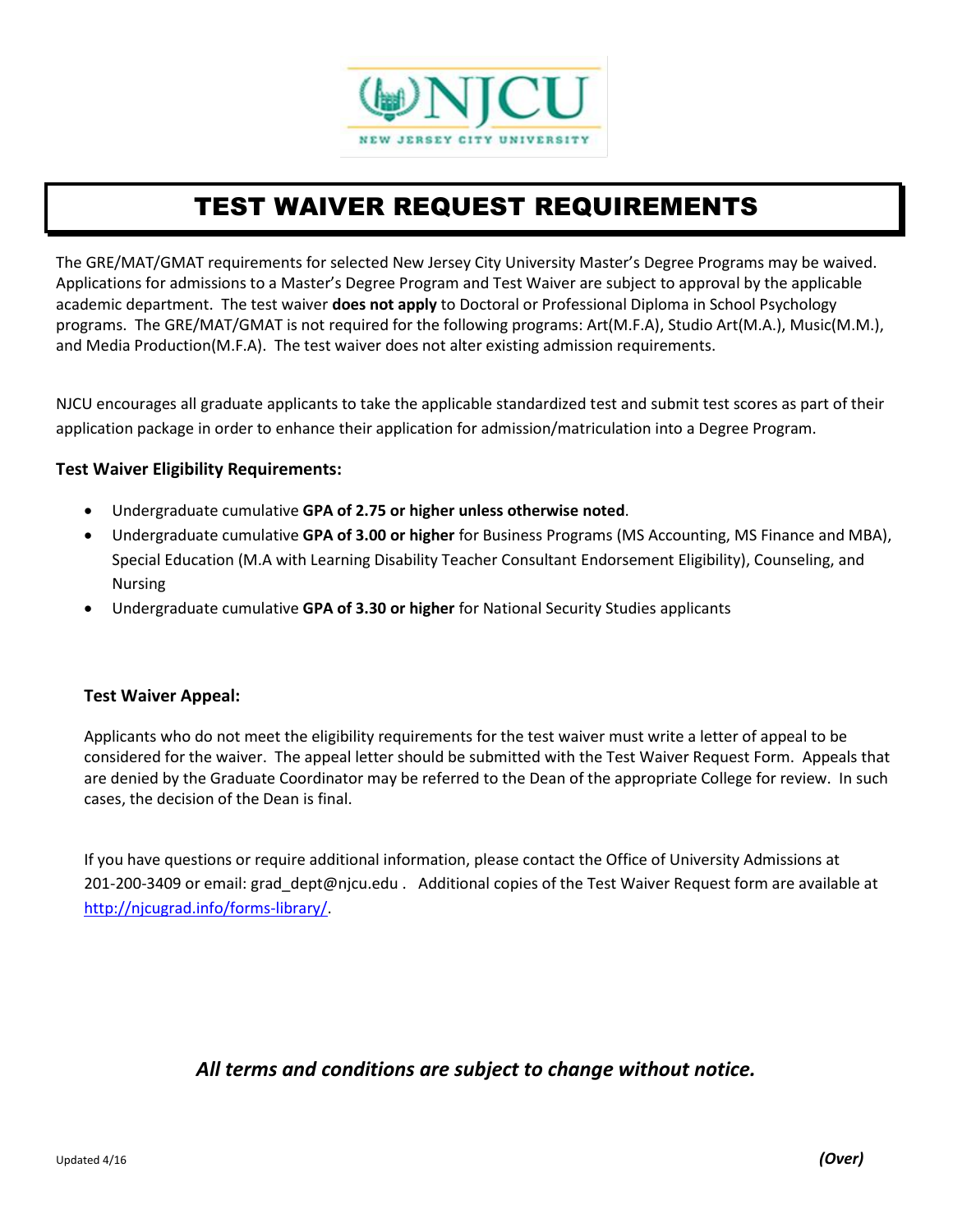NJCU

NEW JERSEY CITY UNIVERSITY

# TEST WAIVER REQUEST REQUIREMENTS

The GRE/MAT/GMAT requirements for selected New Jersey City University Master's Degree Programs may be waived. Applications for admissions to a Master's Degree Program and Test Waiver are subject to approval by the applicable academic department. The test waiver **does not apply** to Doctoral or Professional Diploma in School Psychology programs. The GRE/MAT/GMAT is not required for the following programs: Art(M.F.A), Studio Art(M.A.), Music(M.M.), and Media Production(M.F.A). The test waiver does not alter existing admission requirements.

NJCU encourages all graduate applicants to take the applicable standardized test and submit test scores as part of their application package in order to enhance their application for admission/matriculation into a Degree Program.

### Test Waiver Eligibility Requirements:

- Undergraduate cumulative **GPA of 2.75 or higher unless otherwise noted**.
- Undergraduate cumulative **GPA of 3.00 or higher** for Business Programs (MS Accounting, MS Finance and MBA), Special Education (M.A with Learning Disability Teacher Consultant Endorsement Eligibility), Counseling, and Nursing
- Undergraduate cumulative **GPA of 3.30 or higher** for National Security Studies applicants

### Test Waiver Appeal:

Applicants who do not meet the eligibility requirements for the test waiver must write a letter of appeal to be considered for the waiver. The appeal letter should be submitted with the Test Waiver Request Form. Appeals that are denied by the Graduate Coordinator may be referred to the Dean of the appropriate College for review. In such cases, the decision of the Dean is final.

If you have questions or require additional information, please contact the Office of University Admissions at 201-200-3409 or email: grad_dept@njcu.edu . Additional copies of the Test Waiver Request form are available at http://njcugrad.info/forms-library/.

***All terms and conditions are subject to change without notice.***

Updated 4/16

***(Over)***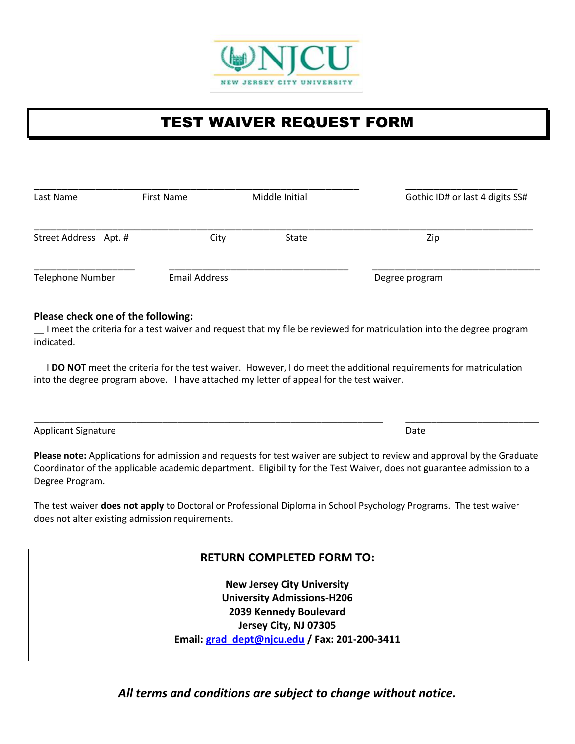NJCU
NEW JERSEY CITY UNIVERSITY

# TEST WAIVER REQUEST FORM

_________________________________________________________________ ______________________

Last Name First Name Middle Initial Gothic ID# or last 4 digits SS#

____________________________________________________________________________________________________

Street Address Apt. # City State Zip

____________________ ____________________________________ ______________________________

Telephone Number Email Address Degree program

**Please check one of the following:**

__ I meet the criteria for a test waiver and request that my file be reviewed for matriculation into the degree program indicated.

__ I **DO NOT** meet the criteria for the test waiver. However, I do meet the additional requirements for matriculation into the degree program above. I have attached my letter of appeal for the test waiver.

______________________________________________________________________ __________________________

Applicant Signature Date

**Please note:** Applications for admission and requests for test waiver are subject to review and approval by the Graduate Coordinator of the applicable academic department. Eligibility for the Test Waiver, does not guarantee admission to a Degree Program.

The test waiver **does not apply** to Doctoral or Professional Diploma in School Psychology Programs. The test waiver does not alter existing admission requirements.

**RETURN COMPLETED FORM TO:**

**New Jersey City University**
**University Admissions-H206**
**2039 Kennedy Boulevard**
**Jersey City, NJ 07305**
**Email: grad_dept@njcu.edu / Fax: 201-200-3411**

***All terms and conditions are subject to change without notice.***